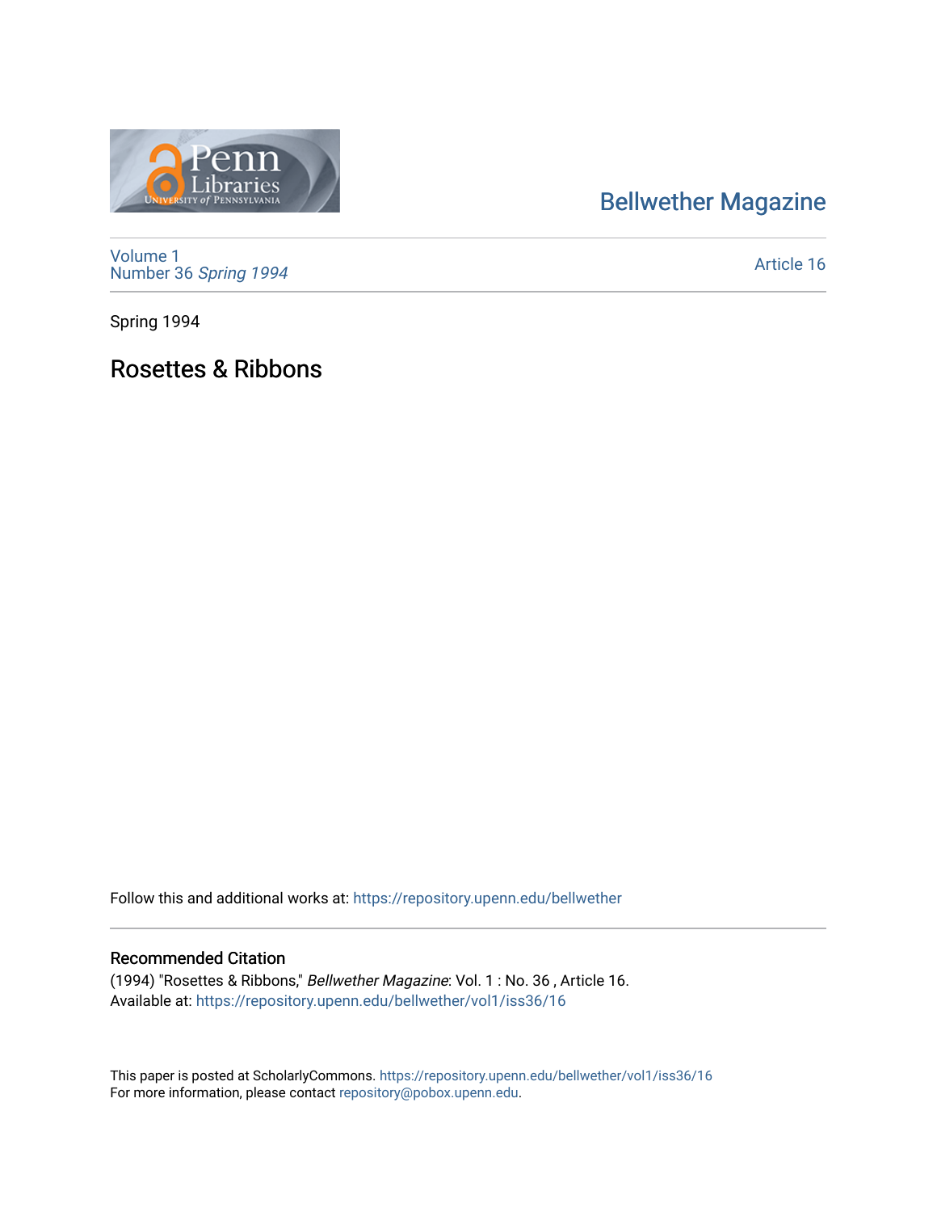Bellwether Magazine

Volume 1
Number 36 *Spring 1994*

Article 16

Spring 1994

# Rosettes & Ribbons

Follow this and additional works at: https://repository.upenn.edu/bellwether

## Recommended Citation

(1994) "Rosettes & Ribbons," *Bellwether Magazine*: Vol. 1 : No. 36 , Article 16.
Available at: https://repository.upenn.edu/bellwether/vol1/iss36/16

This paper is posted at ScholarlyCommons. https://repository.upenn.edu/bellwether/vol1/iss36/16
For more information, please contact repository@pobox.upenn.edu.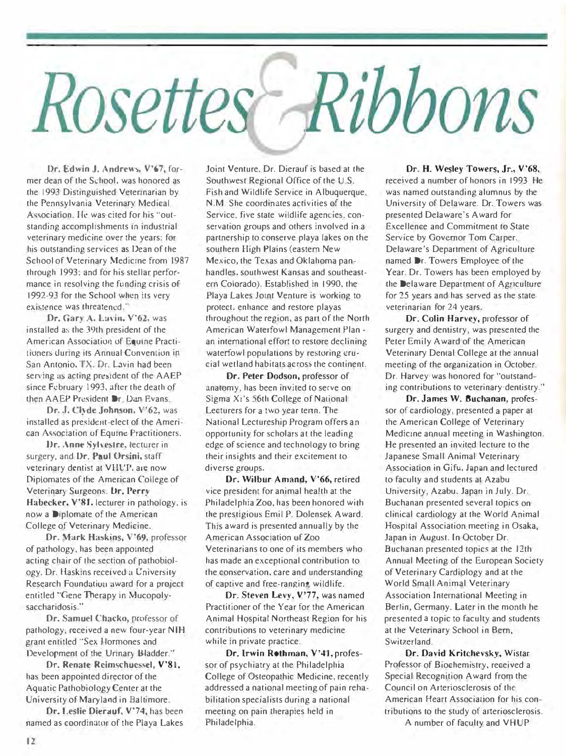# Rosettes & Ribbons

**Dr. Edwin J. Andrews, V'67,** former dean of the School, was honored as the 1993 Distinguished Veterinarian by the Pennsylvania Veterinary Medical Association. He was cited for his "outstanding accomplishments in industrial veterinary medicine over the years; for his outstanding services as Dean of the School of Veterinary Medicine from 1987 through 1993; and for his stellar performance in resolving the funding crisis of 1992-93 for the School when its very existence was threatened."

**Dr. Gary A. Lavin, V'62,** was installed as the 39th president of the American Association of Equine Practitioners during its Annual Convention in San Antonio, TX. Dr. Lavin had been serving as acting president of the AAEP since February 1993, after the death of then AAEP President Dr. Dan Evans.

**Dr. J. Clyde Johnson, V'62,** was installed as president-elect of the American Association of Equine Practitioners.

**Dr. Anne Sylvestre,** lecturer in surgery, and **Dr. Paul Orsini,** staff veterinary dentist at VHUP, are now Diplomates of the American College of Veterinary Surgeons. **Dr. Perry Habecker, V'81,** lecturer in pathology, is now a Diplomate of the American College of Veterinary Medicine.

**Dr. Mark Haskins, V'69,** professor of pathology, has been appointed acting chair of the section of pathobiology. Dr. Haskins received a University Research Foundation award for a project entitled "Gene Therapy in Mucopolysaccharidosis."

**Dr. Samuel Chacko,** professor of pathology, received a new four-year NIH grant entitled "Sex Hormones and Development of the Urinary Bladder."

**Dr. Renate Reimschuessel, V'81,** has been appointed director of the Aquatic Pathobiology Center at the University of Maryland in Baltimore.

**Dr. Leslie Dierauf, V'74,** has been named as coordinator of the Playa Lakes Joint Venture. Dr. Dierauf is based at the Southwest Regional Office of the U.S. Fish and Wildlife Service in Albuquerque, N.M. She coordinates activities of the Service, five state wildlife agencies, conservation groups and others involved in a partnership to conserve playa lakes on the southern High Plains (eastern New Mexico, the Texas and Oklahoma panhandles, southwest Kansas and southeastern Colorado). Established in 1990, the Playa Lakes Joint Venture is working to protect, enhance and restore playas throughout the region, as part of the North American Waterfowl Management Plan - an international effort to restore declining waterfowl populations by restoring crucial wetland habitats across the continent.

**Dr. Peter Dodson,** professor of anatomy, has been invited to serve on Sigma Xi's 56th College of National Lecturers for a two year term. The National Lectureship Program offers an opportunity for scholars at the leading edge of science and technology to bring their insights and their excitement to diverse groups.

**Dr. Wilbur Amand, V'66,** retired vice president for animal health at the Philadelphia Zoo, has been honored with the prestigious Emil P. Dolensek Award. This award is presented annually by the American Association of Zoo Veterinarians to one of its members who has made an exceptional contribution to the conservation, care and understanding of captive and free-ranging wildlife.

**Dr. Steven Levy, V'77,** was named Practitioner of the Year for the American Animal Hospital Northeast Region for his contributions to veterinary medicine while in private practice.

**Dr. Irwin Rothman, V'41,** professor of psychiatry at the Philadelphia College of Osteopathic Medicine, recently addressed a national meeting of pain rehabilitation specialists during a national meeting on pain therapies held in Philadelphia.

**Dr. H. Wesley Towers, Jr., V'68,** received a number of honors in 1993. He was named outstanding alumnus by the University of Delaware. Dr. Towers was presented Delaware's Award for Excellence and Commitment to State Service by Governor Tom Carper. Delaware's Department of Agriculture named Dr. Towers Employee of the Year. Dr. Towers has been employed by the Delaware Department of Agriculture for 25 years and has served as the state veterinarian for 24 years.

**Dr. Colin Harvey,** professor of surgery and dentistry, was presented the Peter Emily Award of the American Veterinary Dental College at the annual meeting of the organization in October. Dr. Harvey was honored for "outstanding contributions to veterinary dentistry."

**Dr. James W. Buchanan,** professor of cardiology, presented a paper at the American College of Veterinary Medicine annual meeting in Washington. He presented an invited lecture to the Japanese Small Animal Veterinary Association in Gifu, Japan and lectured to faculty and students at Azabu University, Azabu, Japan in July. Dr. Buchanan presented several topics on clinical cardiology at the World Animal Hospital Association meeting in Osaka, Japan in August. In October Dr. Buchanan presented topics at the 12th Annual Meeting of the European Society of Veterinary Cardiology and at the World Small Animal Veterinary Association International Meeting in Berlin, Germany. Later in the month he presented a topic to faculty and students at the Veterinary School in Bern, Switzerland.

**Dr. David Kritchevsky,** Wistar Professor of Biochemistry, received a Special Recognition Award from the Council on Arteriosclerosis of the American Heart Association for his contributions to the study of arteriosclerosis.

A number of faculty and VHUP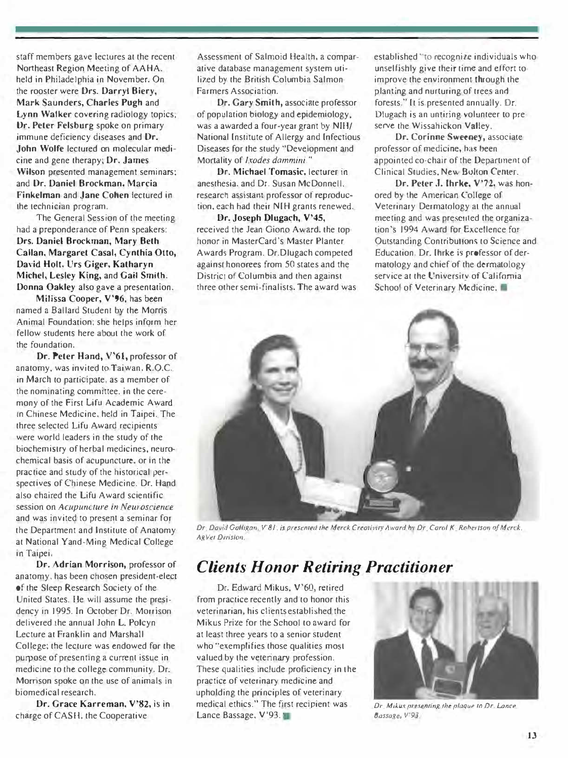staff members gave lectures at the recent Northeast Region Meeting of AAHA, held in Philadelphia in November. On the rooster were **Drs. Darryl Biery, Mark Saunders, Charles Pugh** and **Lynn Walker** covering radiology topics; **Dr. Peter Felsburg** spoke on primary immune deficiency diseases and **Dr. John Wolfe** lectured on molecular medicine and gene therapy; **Dr. James Wilson** presented management seminars; and **Dr. Daniel Brockman, Marcia Finkelman** and **Jane Cohen** lectured in the technician program.

The General Session of the meeting had a preponderance of Penn speakers: **Drs. Daniel Brockman, Mary Beth Callan, Margaret Casal, Cynthia Otto, David Holt, Urs Giger, Katharyn Michel, Lesley King,** and **Gail Smith. Donna Oakley** also gave a presentation.

**Milissa Cooper, V'96,** has been named a Ballard Student by the Morris Animal Foundation; she helps inform her fellow students here about the work of the foundation.

**Dr. Peter Hand, V'61,** professor of anatomy, was invited to Taiwan, R.O.C. in March to participate, as a member of the nominating committee, in the ceremony of the First Lifu Academic Award in Chinese Medicine, held in Taipei. The three selected Lifu Award recipients were world leaders in the study of the biochemistry of herbal medicines, neurochemical basis of acupuncture, or in the practice and study of the historical perspectives of Chinese Medicine. Dr. Hand also chaired the Lifu Award scientific session on *Acupuncture in Neuroscience* and was invited to present a seminar for the Department and Institute of Anatomy at National Yand-Ming Medical College in Taipei.

**Dr. Adrian Morrison,** professor of anatomy, has been chosen president-elect of the Sleep Research Society of the United States. He will assume the presidency in 1995. In October Dr. Morrison delivered the annual John L. Polcyn Lecture at Franklin and Marshall College; the lecture was endowed for the purpose of presenting a current issue in medicine to the college community. Dr. Morrison spoke on the use of animals in biomedical research.

**Dr. Grace Karreman, V'82,** is in charge of CASH, the Cooperative Assessment of Salmoid Health, a comparative database management system utilized by the British Columbia Salmon Farmers Association.

**Dr. Gary Smith,** associate professor of population biology and epidemiology, was a awarded a four-year grant by NIH/ National Institute of Allergy and Infectious Diseases for the study "Development and Mortality of *Ixodes dammini*."

**Dr. Michael Tomasic,** lecturer in anesthesia, and Dr. Susan McDonnell, research assistant professor of reproduction, each had their NIH grants renewed.

**Dr. Joseph Dlugach, V'45,** received the Jean Giono Award, the top honor in MasterCard's Master Planter Awards Program. Dr. Dlugach competed against honorees from 50 states and the District of Columbia and then against three other semi-finalists. The award was established "to recognize individuals who unselfishly give their time and effort to improve the environment through the planting and nurturing of trees and forests." It is presented annually. Dr. Dlugach is an untiring volunteer to preserve the Wissahickon Valley.

**Dr. Corinne Sweeney,** associate professor of medicine, has been appointed co-chair of the Department of Clinical Studies, New Bolton Center.

**Dr. Peter J. Ihrke, V'72,** was honored by the American College of Veterinary Dermatology at the annual meeting and was presented the organization's 1994 Award for Excellence for Outstanding Contributions to Science and Education. Dr. Ihrke is professor of dermatology and chief of the dermatology service at the University of California School of Veterinary Medicine.

*Dr. David Galligan, V'81, is presented the Merck Creativity Award by Dr. Carol K. Robertson of Merck, AgVet Division.*

## Clients Honor Retiring Practitioner

Dr. Edward Mikus, V'60, retired from practice recently and to honor this veterinarian, his clients established the Mikus Prize for the School to award for at least three years to a senior student who "exemplifies those qualities most valued by the veterinary profession. These qualities include proficiency in the practice of veterinary medicine and upholding the principles of veterinary medical ethics." The first recipient was Lance Bassage, V'93.

*Dr. Mikus presenting the plaque to Dr. Lance Bassage, V'93.*